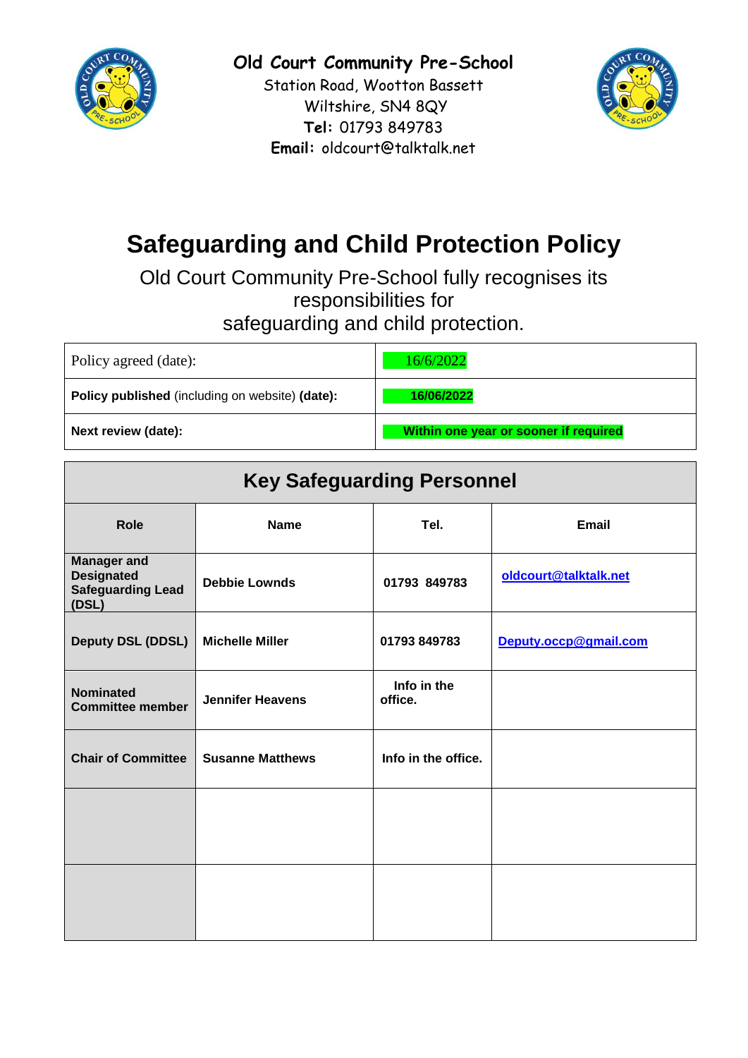**Old Court Community Pre-School**
Station Road, Wootton Bassett
Wiltshire, SN4 8QY
**Tel:** 01793 849783
**Email:** oldcourt@talktalk.net

# Safeguarding and Child Protection Policy

Old Court Community Pre-School fully recognises its responsibilities for safeguarding and child protection.

| Policy agreed (date): | 16/6/2022 |
|---|---|
| **Policy published** (including on website) **(date):** | **16/06/2022** |
| **Next review (date):** | **Within one year or sooner if required** |

| **Key Safeguarding Personnel** | | | |
|---|---|---|---|
| **Role** | **Name** | **Tel.** | **Email** |
| **Manager and Designated Safeguarding Lead (DSL)** | **Debbie Lownds** | **01793 849783** | **oldcourt@talktalk.net** |
| **Deputy DSL (DDSL)** | **Michelle Miller** | **01793 849783** | **Deputy.occp@gmail.com** |
| **Nominated Committee member** | **Jennifer Heavens** | **Info in the office.** | |
| **Chair of Committee** | **Susanne Matthews** | **Info in the office.** | |
| | | | |
| | | | |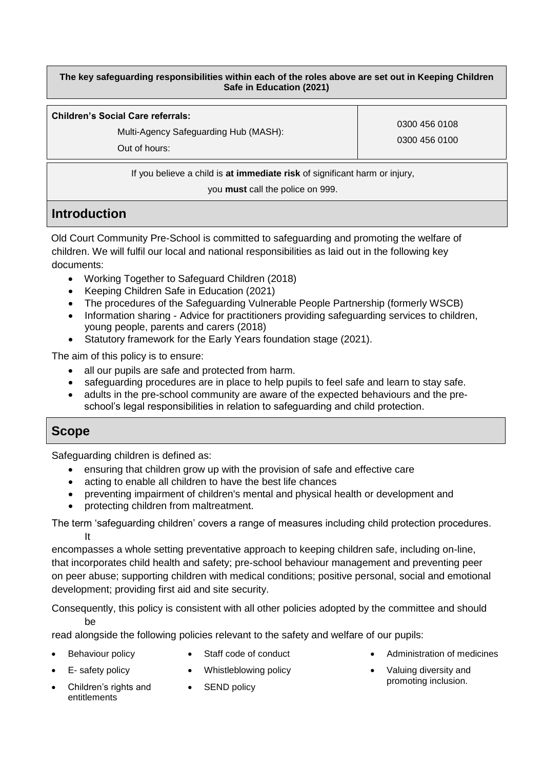**The key safeguarding responsibilities within each of the roles above are set out in Keeping Children Safe in Education (2021)**

| **Children's Social Care referrals:** | |
|---|---|
| Multi-Agency Safeguarding Hub (MASH): | 0300 456 0108 |
| Out of hours: | 0300 456 0100 |

If you believe a child is **at immediate risk** of significant harm or injury, you **must** call the police on 999.

## Introduction

Old Court Community Pre-School is committed to safeguarding and promoting the welfare of children. We will fulfil our local and national responsibilities as laid out in the following key documents:

- Working Together to Safeguard Children (2018)
- Keeping Children Safe in Education (2021)
- The procedures of the Safeguarding Vulnerable People Partnership (formerly WSCB)
- Information sharing - Advice for practitioners providing safeguarding services to children, young people, parents and carers (2018)
- Statutory framework for the Early Years foundation stage (2021).

The aim of this policy is to ensure:

- all our pupils are safe and protected from harm.
- safeguarding procedures are in place to help pupils to feel safe and learn to stay safe.
- adults in the pre-school community are aware of the expected behaviours and the pre-school's legal responsibilities in relation to safeguarding and child protection.

## Scope

Safeguarding children is defined as:

- ensuring that children grow up with the provision of safe and effective care
- acting to enable all children to have the best life chances
- preventing impairment of children's mental and physical health or development and
- protecting children from maltreatment.

The term 'safeguarding children' covers a range of measures including child protection procedures. It encompasses a whole setting preventative approach to keeping children safe, including on-line, that incorporates child health and safety; pre-school behaviour management and preventing peer on peer abuse; supporting children with medical conditions; positive personal, social and emotional development; providing first aid and site security.

Consequently, this policy is consistent with all other policies adopted by the committee and should be read alongside the following policies relevant to the safety and welfare of our pupils:

- Behaviour policy
- E- safety policy
- Children's rights and entitlements
- Staff code of conduct
- Whistleblowing policy
- SEND policy
- Administration of medicines
- Valuing diversity and promoting inclusion.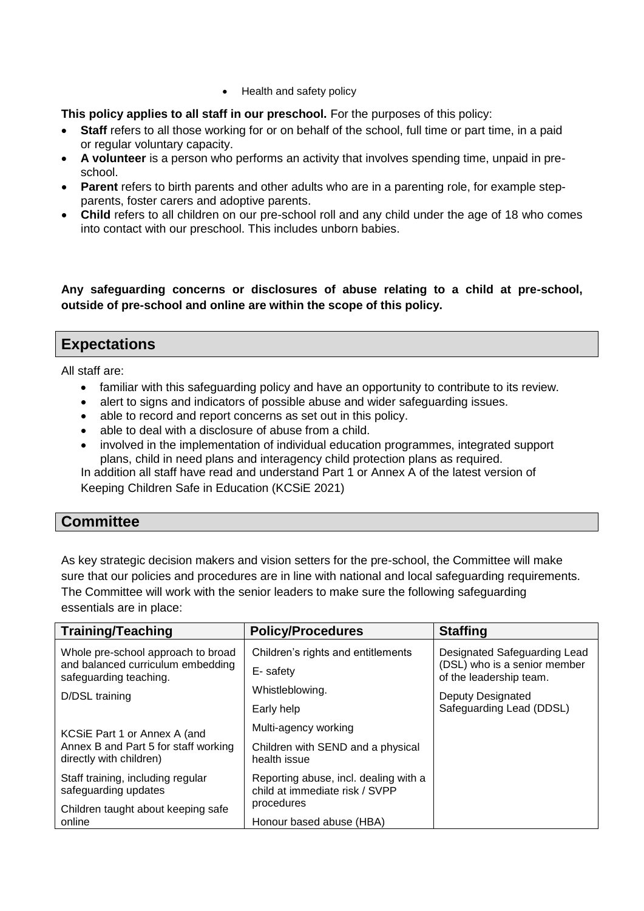- Health and safety policy

**This policy applies to all staff in our preschool.** For the purposes of this policy:

- **Staff** refers to all those working for or on behalf of the school, full time or part time, in a paid or regular voluntary capacity.
- **A volunteer** is a person who performs an activity that involves spending time, unpaid in pre-school.
- **Parent** refers to birth parents and other adults who are in a parenting role, for example step-parents, foster carers and adoptive parents.
- **Child** refers to all children on our pre-school roll and any child under the age of 18 who comes into contact with our preschool. This includes unborn babies.

**Any safeguarding concerns or disclosures of abuse relating to a child at pre-school, outside of pre-school and online are within the scope of this policy.**

## Expectations

All staff are:

- familiar with this safeguarding policy and have an opportunity to contribute to its review.
- alert to signs and indicators of possible abuse and wider safeguarding issues.
- able to record and report concerns as set out in this policy.
- able to deal with a disclosure of abuse from a child.
- involved in the implementation of individual education programmes, integrated support plans, child in need plans and interagency child protection plans as required.

In addition all staff have read and understand Part 1 or Annex A of the latest version of Keeping Children Safe in Education (KCSiE 2021)

## Committee

As key strategic decision makers and vision setters for the pre-school, the Committee will make sure that our policies and procedures are in line with national and local safeguarding requirements. The Committee will work with the senior leaders to make sure the following safeguarding essentials are in place:

| Training/Teaching | Policy/Procedures | Staffing |
| --- | --- | --- |
| Whole pre-school approach to broad and balanced curriculum embedding safeguarding teaching. | Children's rights and entitlements | Designated Safeguarding Lead (DSL) who is a senior member of the leadership team. |
| D/DSL training | E- safety | Deputy Designated Safeguarding Lead (DDSL) |
| | Whistleblowing. | |
| | Early help | |
| KCSiE Part 1 or Annex A (and Annex B and Part 5 for staff working directly with children) | Multi-agency working | |
| | Children with SEND and a physical health issue | |
| Staff training, including regular safeguarding updates | Reporting abuse, incl. dealing with a child at immediate risk / SVPP procedures | |
| Children taught about keeping safe online | Honour based abuse (HBA) | |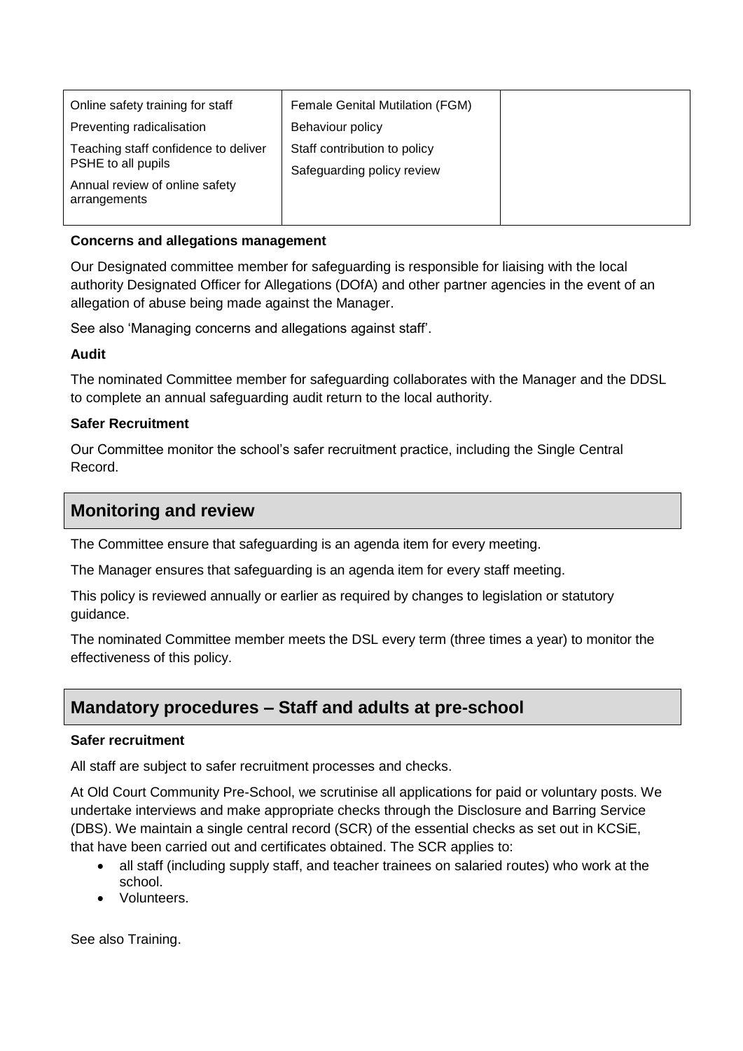| Online safety training for staff<br>Preventing radicalisation<br>Teaching staff confidence to deliver PSHE to all pupils<br>Annual review of online safety arrangements | Female Genital Mutilation (FGM)<br>Behaviour policy<br>Staff contribution to policy<br>Safeguarding policy review | |
|---|---|---|

**Concerns and allegations management**

Our Designated committee member for safeguarding is responsible for liaising with the local authority Designated Officer for Allegations (DOfA) and other partner agencies in the event of an allegation of abuse being made against the Manager.

See also 'Managing concerns and allegations against staff'.

**Audit**

The nominated Committee member for safeguarding collaborates with the Manager and the DDSL to complete an annual safeguarding audit return to the local authority.

**Safer Recruitment**

Our Committee monitor the school's safer recruitment practice, including the Single Central Record.

## Monitoring and review

The Committee ensure that safeguarding is an agenda item for every meeting.

The Manager ensures that safeguarding is an agenda item for every staff meeting.

This policy is reviewed annually or earlier as required by changes to legislation or statutory guidance.

The nominated Committee member meets the DSL every term (three times a year) to monitor the effectiveness of this policy.

## Mandatory procedures – Staff and adults at pre-school

**Safer recruitment**

All staff are subject to safer recruitment processes and checks.

At Old Court Community Pre-School, we scrutinise all applications for paid or voluntary posts. We undertake interviews and make appropriate checks through the Disclosure and Barring Service (DBS). We maintain a single central record (SCR) of the essential checks as set out in KCSiE, that have been carried out and certificates obtained. The SCR applies to:

- all staff (including supply staff, and teacher trainees on salaried routes) who work at the school.
- Volunteers.

See also Training.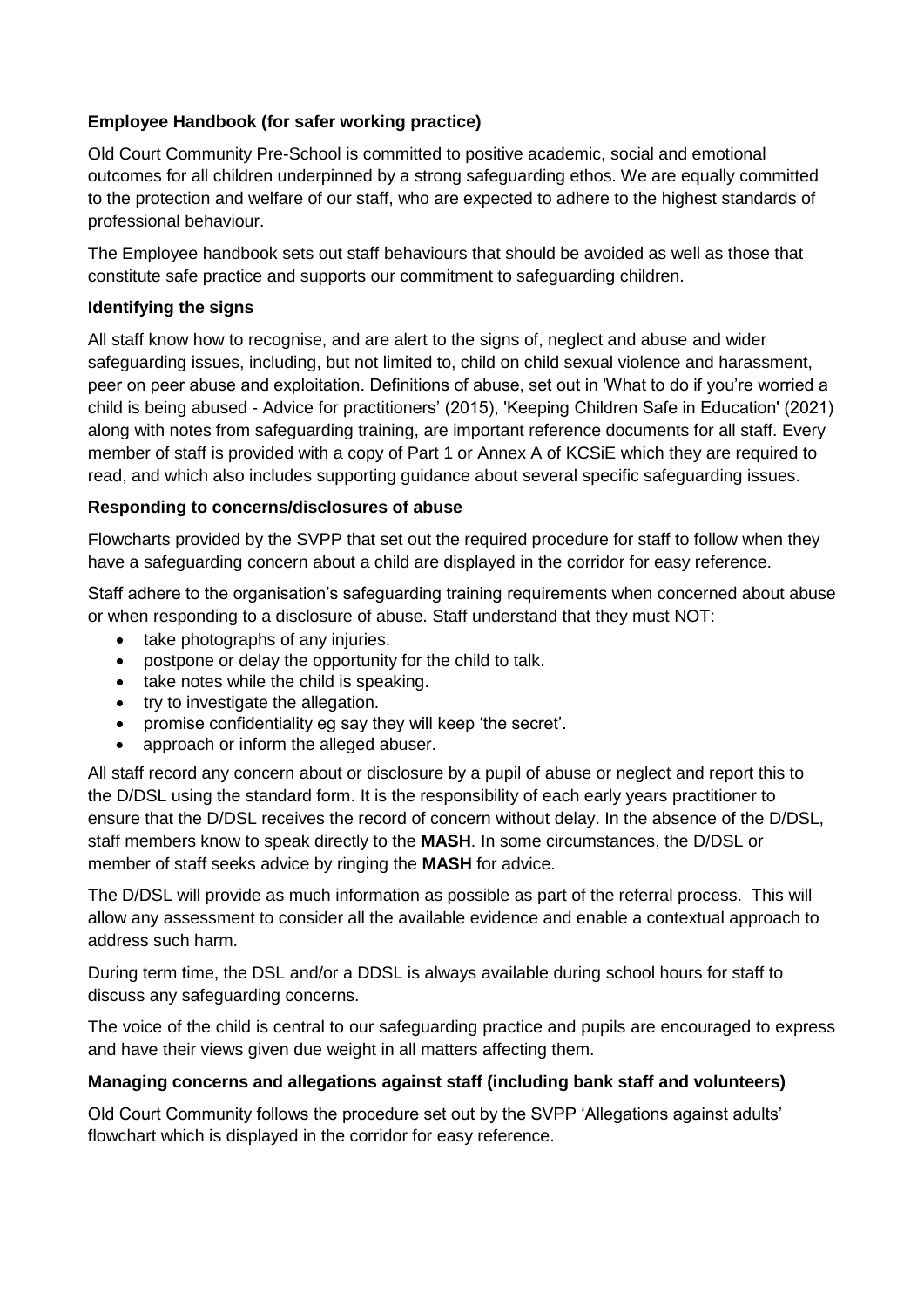**Employee Handbook (for safer working practice)**

Old Court Community Pre-School is committed to positive academic, social and emotional outcomes for all children underpinned by a strong safeguarding ethos. We are equally committed to the protection and welfare of our staff, who are expected to adhere to the highest standards of professional behaviour.

The Employee handbook sets out staff behaviours that should be avoided as well as those that constitute safe practice and supports our commitment to safeguarding children.

**Identifying the signs**

All staff know how to recognise, and are alert to the signs of, neglect and abuse and wider safeguarding issues, including, but not limited to, child on child sexual violence and harassment, peer on peer abuse and exploitation. Definitions of abuse, set out in 'What to do if you're worried a child is being abused - Advice for practitioners' (2015), 'Keeping Children Safe in Education' (2021) along with notes from safeguarding training, are important reference documents for all staff. Every member of staff is provided with a copy of Part 1 or Annex A of KCSiE which they are required to read, and which also includes supporting guidance about several specific safeguarding issues.

**Responding to concerns/disclosures of abuse**

Flowcharts provided by the SVPP that set out the required procedure for staff to follow when they have a safeguarding concern about a child are displayed in the corridor for easy reference.

Staff adhere to the organisation's safeguarding training requirements when concerned about abuse or when responding to a disclosure of abuse. Staff understand that they must NOT:

- take photographs of any injuries.
- postpone or delay the opportunity for the child to talk.
- take notes while the child is speaking.
- try to investigate the allegation.
- promise confidentiality eg say they will keep 'the secret'.
- approach or inform the alleged abuser.

All staff record any concern about or disclosure by a pupil of abuse or neglect and report this to the D/DSL using the standard form. It is the responsibility of each early years practitioner to ensure that the D/DSL receives the record of concern without delay. In the absence of the D/DSL, staff members know to speak directly to the **MASH**. In some circumstances, the D/DSL or member of staff seeks advice by ringing the **MASH** for advice.

The D/DSL will provide as much information as possible as part of the referral process. This will allow any assessment to consider all the available evidence and enable a contextual approach to address such harm.

During term time, the DSL and/or a DDSL is always available during school hours for staff to discuss any safeguarding concerns.

The voice of the child is central to our safeguarding practice and pupils are encouraged to express and have their views given due weight in all matters affecting them.

**Managing concerns and allegations against staff (including bank staff and volunteers)**

Old Court Community follows the procedure set out by the SVPP 'Allegations against adults' flowchart which is displayed in the corridor for easy reference.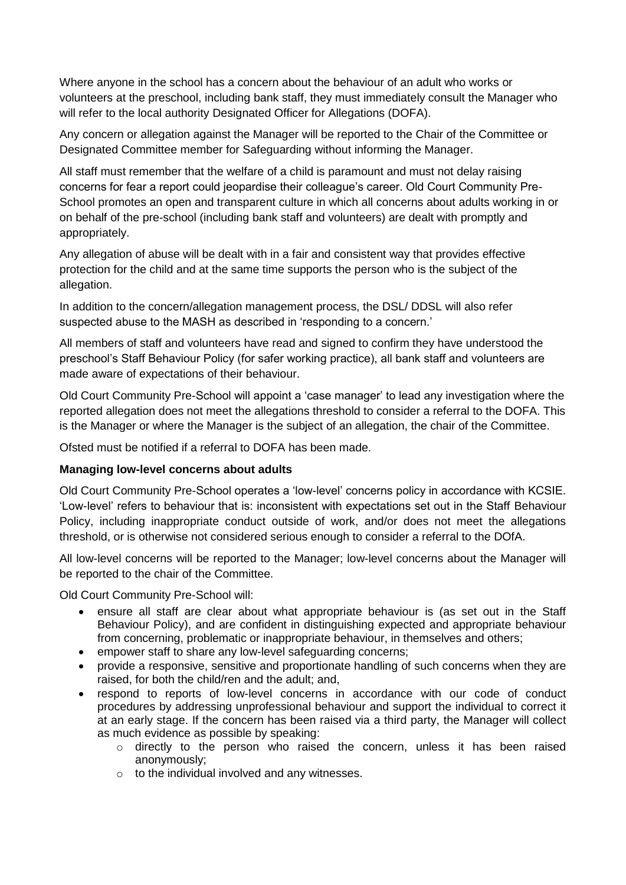Where anyone in the school has a concern about the behaviour of an adult who works or volunteers at the preschool, including bank staff, they must immediately consult the Manager who will refer to the local authority Designated Officer for Allegations (DOFA).

Any concern or allegation against the Manager will be reported to the Chair of the Committee or Designated Committee member for Safeguarding without informing the Manager.

All staff must remember that the welfare of a child is paramount and must not delay raising concerns for fear a report could jeopardise their colleague's career. Old Court Community Pre-School promotes an open and transparent culture in which all concerns about adults working in or on behalf of the pre-school (including bank staff and volunteers) are dealt with promptly and appropriately.

Any allegation of abuse will be dealt with in a fair and consistent way that provides effective protection for the child and at the same time supports the person who is the subject of the allegation.

In addition to the concern/allegation management process, the DSL/ DDSL will also refer suspected abuse to the MASH as described in 'responding to a concern.'

All members of staff and volunteers have read and signed to confirm they have understood the preschool's Staff Behaviour Policy (for safer working practice), all bank staff and volunteers are made aware of expectations of their behaviour.

Old Court Community Pre-School will appoint a 'case manager' to lead any investigation where the reported allegation does not meet the allegations threshold to consider a referral to the DOFA. This is the Manager or where the Manager is the subject of an allegation, the chair of the Committee.

Ofsted must be notified if a referral to DOFA has been made.

**Managing low-level concerns about adults**

Old Court Community Pre-School operates a 'low-level' concerns policy in accordance with KCSIE. 'Low-level' refers to behaviour that is: inconsistent with expectations set out in the Staff Behaviour Policy, including inappropriate conduct outside of work, and/or does not meet the allegations threshold, or is otherwise not considered serious enough to consider a referral to the DOfA.

All low-level concerns will be reported to the Manager; low-level concerns about the Manager will be reported to the chair of the Committee.

Old Court Community Pre-School will:

- ensure all staff are clear about what appropriate behaviour is (as set out in the Staff Behaviour Policy), and are confident in distinguishing expected and appropriate behaviour from concerning, problematic or inappropriate behaviour, in themselves and others;
- empower staff to share any low-level safeguarding concerns;
- provide a responsive, sensitive and proportionate handling of such concerns when they are raised, for both the child/ren and the adult; and,
- respond to reports of low-level concerns in accordance with our code of conduct procedures by addressing unprofessional behaviour and support the individual to correct it at an early stage. If the concern has been raised via a third party, the Manager will collect as much evidence as possible by speaking:
    - directly to the person who raised the concern, unless it has been raised anonymously;
    - to the individual involved and any witnesses.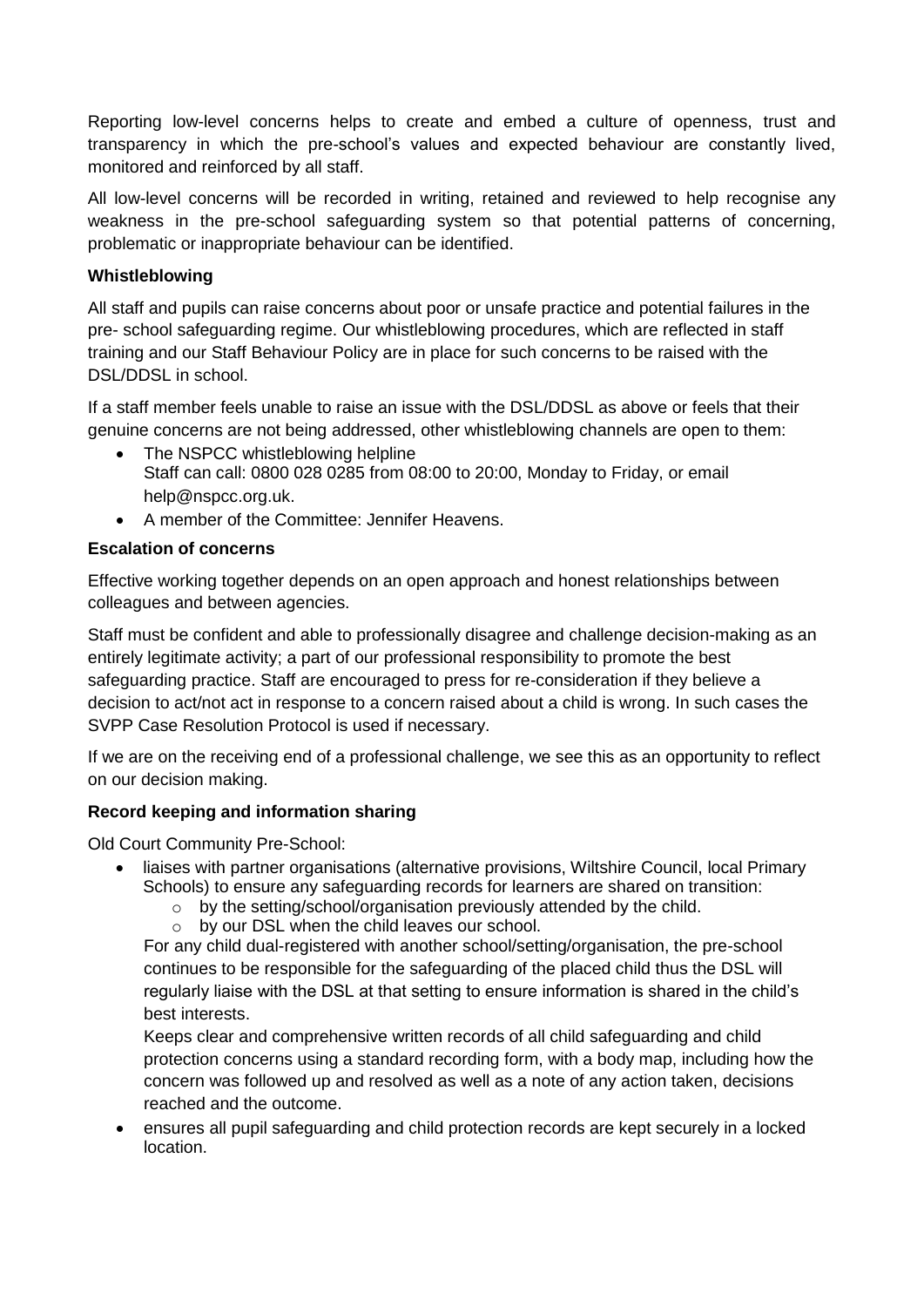Reporting low-level concerns helps to create and embed a culture of openness, trust and transparency in which the pre-school's values and expected behaviour are constantly lived, monitored and reinforced by all staff.

All low-level concerns will be recorded in writing, retained and reviewed to help recognise any weakness in the pre-school safeguarding system so that potential patterns of concerning, problematic or inappropriate behaviour can be identified.

**Whistleblowing**

All staff and pupils can raise concerns about poor or unsafe practice and potential failures in the pre- school safeguarding regime. Our whistleblowing procedures, which are reflected in staff training and our Staff Behaviour Policy are in place for such concerns to be raised with the DSL/DDSL in school.

If a staff member feels unable to raise an issue with the DSL/DDSL as above or feels that their genuine concerns are not being addressed, other whistleblowing channels are open to them:

- The NSPCC whistleblowing helpline
  Staff can call: 0800 028 0285 from 08:00 to 20:00, Monday to Friday, or email help@nspcc.org.uk.
- A member of the Committee: Jennifer Heavens.

**Escalation of concerns**

Effective working together depends on an open approach and honest relationships between colleagues and between agencies.

Staff must be confident and able to professionally disagree and challenge decision-making as an entirely legitimate activity; a part of our professional responsibility to promote the best safeguarding practice. Staff are encouraged to press for re-consideration if they believe a decision to act/not act in response to a concern raised about a child is wrong. In such cases the SVPP Case Resolution Protocol is used if necessary.

If we are on the receiving end of a professional challenge, we see this as an opportunity to reflect on our decision making.

**Record keeping and information sharing**

Old Court Community Pre-School:

- liaises with partner organisations (alternative provisions, Wiltshire Council, local Primary Schools) to ensure any safeguarding records for learners are shared on transition:
  - by the setting/school/organisation previously attended by the child.
  - by our DSL when the child leaves our school.

  For any child dual-registered with another school/setting/organisation, the pre-school continues to be responsible for the safeguarding of the placed child thus the DSL will regularly liaise with the DSL at that setting to ensure information is shared in the child's best interests.

  Keeps clear and comprehensive written records of all child safeguarding and child protection concerns using a standard recording form, with a body map, including how the concern was followed up and resolved as well as a note of any action taken, decisions reached and the outcome.
- ensures all pupil safeguarding and child protection records are kept securely in a locked location.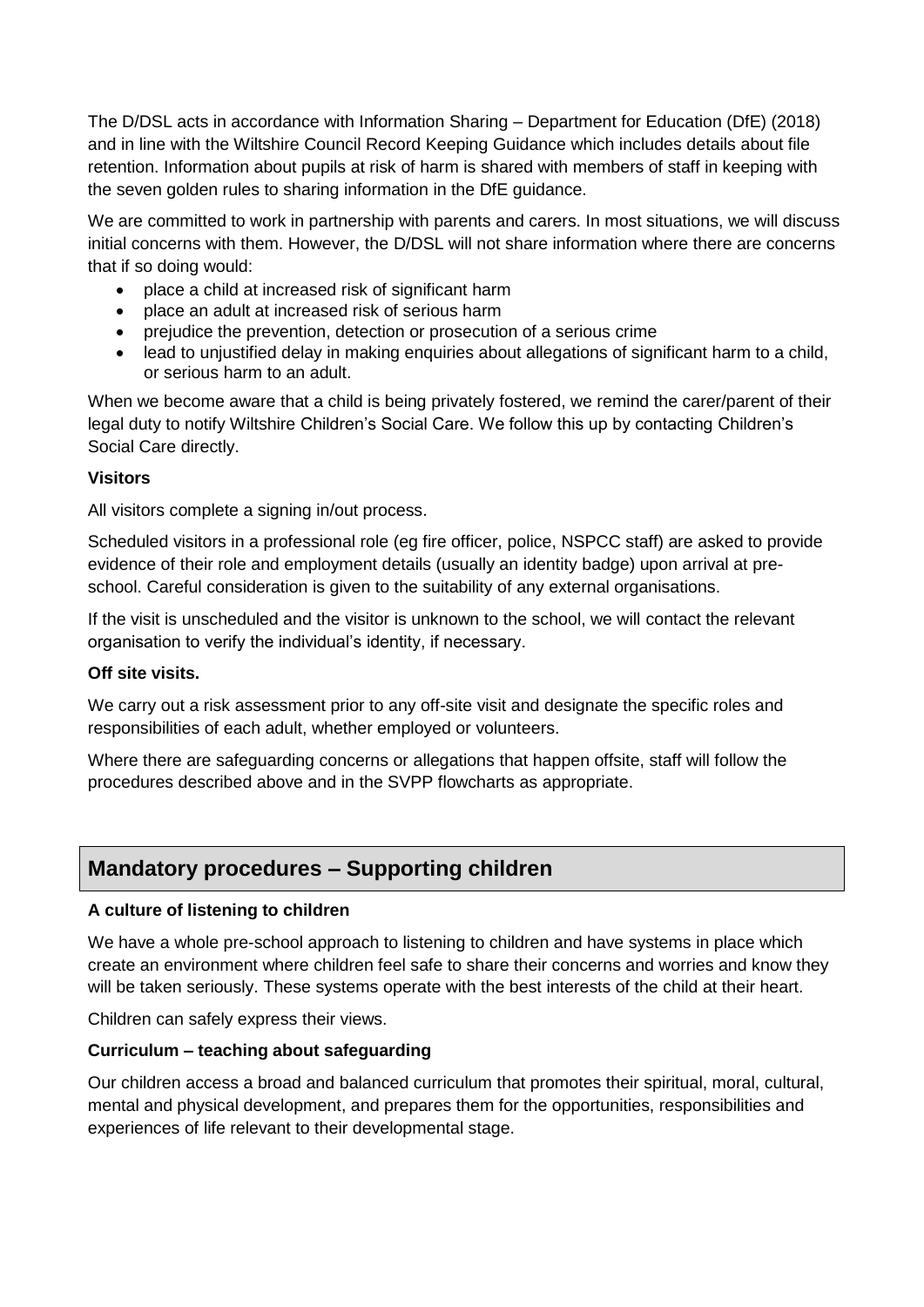The D/DSL acts in accordance with Information Sharing – Department for Education (DfE) (2018) and in line with the Wiltshire Council Record Keeping Guidance which includes details about file retention. Information about pupils at risk of harm is shared with members of staff in keeping with the seven golden rules to sharing information in the DfE guidance.

We are committed to work in partnership with parents and carers. In most situations, we will discuss initial concerns with them. However, the D/DSL will not share information where there are concerns that if so doing would:

- place a child at increased risk of significant harm
- place an adult at increased risk of serious harm
- prejudice the prevention, detection or prosecution of a serious crime
- lead to unjustified delay in making enquiries about allegations of significant harm to a child, or serious harm to an adult.

When we become aware that a child is being privately fostered, we remind the carer/parent of their legal duty to notify Wiltshire Children's Social Care. We follow this up by contacting Children's Social Care directly.

**Visitors**

All visitors complete a signing in/out process.

Scheduled visitors in a professional role (eg fire officer, police, NSPCC staff) are asked to provide evidence of their role and employment details (usually an identity badge) upon arrival at pre-school. Careful consideration is given to the suitability of any external organisations.

If the visit is unscheduled and the visitor is unknown to the school, we will contact the relevant organisation to verify the individual's identity, if necessary.

**Off site visits.**

We carry out a risk assessment prior to any off-site visit and designate the specific roles and responsibilities of each adult, whether employed or volunteers.

Where there are safeguarding concerns or allegations that happen offsite, staff will follow the procedures described above and in the SVPP flowcharts as appropriate.

## Mandatory procedures – Supporting children

**A culture of listening to children**

We have a whole pre-school approach to listening to children and have systems in place which create an environment where children feel safe to share their concerns and worries and know they will be taken seriously. These systems operate with the best interests of the child at their heart.

Children can safely express their views.

**Curriculum – teaching about safeguarding**

Our children access a broad and balanced curriculum that promotes their spiritual, moral, cultural, mental and physical development, and prepares them for the opportunities, responsibilities and experiences of life relevant to their developmental stage.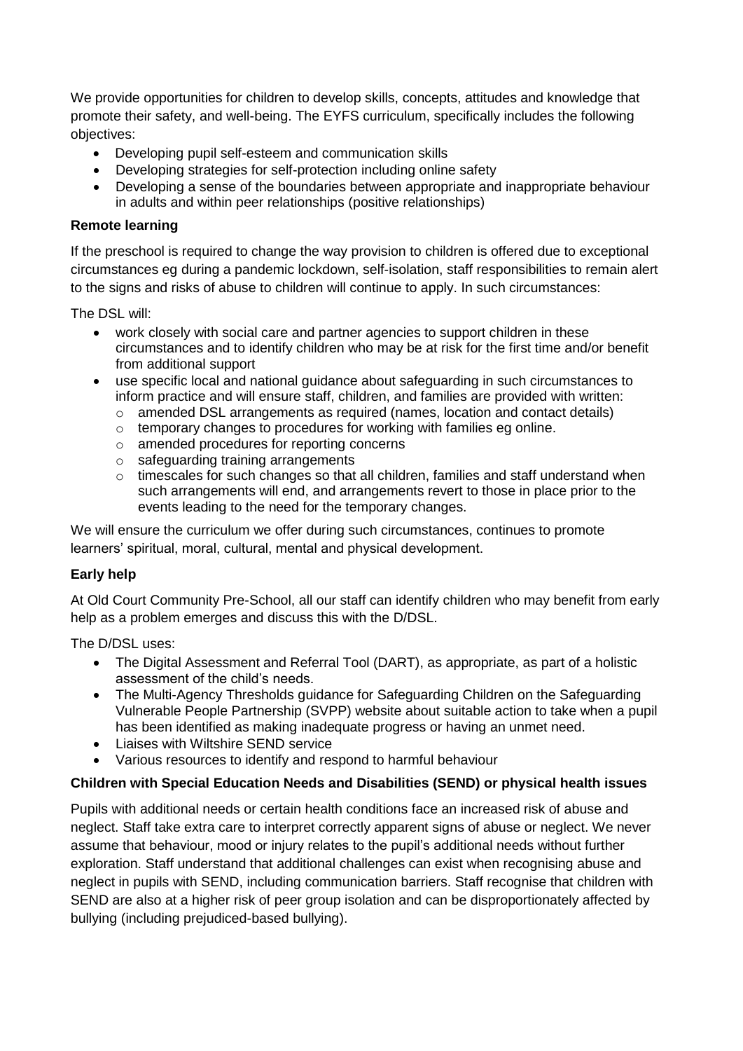We provide opportunities for children to develop skills, concepts, attitudes and knowledge that promote their safety, and well-being. The EYFS curriculum, specifically includes the following objectives:

- Developing pupil self-esteem and communication skills
- Developing strategies for self-protection including online safety
- Developing a sense of the boundaries between appropriate and inappropriate behaviour in adults and within peer relationships (positive relationships)

**Remote learning**

If the preschool is required to change the way provision to children is offered due to exceptional circumstances eg during a pandemic lockdown, self-isolation, staff responsibilities to remain alert to the signs and risks of abuse to children will continue to apply. In such circumstances:

The DSL will:

- work closely with social care and partner agencies to support children in these circumstances and to identify children who may be at risk for the first time and/or benefit from additional support
- use specific local and national guidance about safeguarding in such circumstances to inform practice and will ensure staff, children, and families are provided with written:
  - amended DSL arrangements as required (names, location and contact details)
  - temporary changes to procedures for working with families eg online.
  - amended procedures for reporting concerns
  - safeguarding training arrangements
  - timescales for such changes so that all children, families and staff understand when such arrangements will end, and arrangements revert to those in place prior to the events leading to the need for the temporary changes.

We will ensure the curriculum we offer during such circumstances, continues to promote learners' spiritual, moral, cultural, mental and physical development.

**Early help**

At Old Court Community Pre-School, all our staff can identify children who may benefit from early help as a problem emerges and discuss this with the D/DSL.

The D/DSL uses:

- The Digital Assessment and Referral Tool (DART), as appropriate, as part of a holistic assessment of the child's needs.
- The Multi-Agency Thresholds guidance for Safeguarding Children on the Safeguarding Vulnerable People Partnership (SVPP) website about suitable action to take when a pupil has been identified as making inadequate progress or having an unmet need.
- Liaises with Wiltshire SEND service
- Various resources to identify and respond to harmful behaviour

**Children with Special Education Needs and Disabilities (SEND) or physical health issues**

Pupils with additional needs or certain health conditions face an increased risk of abuse and neglect. Staff take extra care to interpret correctly apparent signs of abuse or neglect. We never assume that behaviour, mood or injury relates to the pupil's additional needs without further exploration. Staff understand that additional challenges can exist when recognising abuse and neglect in pupils with SEND, including communication barriers. Staff recognise that children with SEND are also at a higher risk of peer group isolation and can be disproportionately affected by bullying (including prejudiced-based bullying).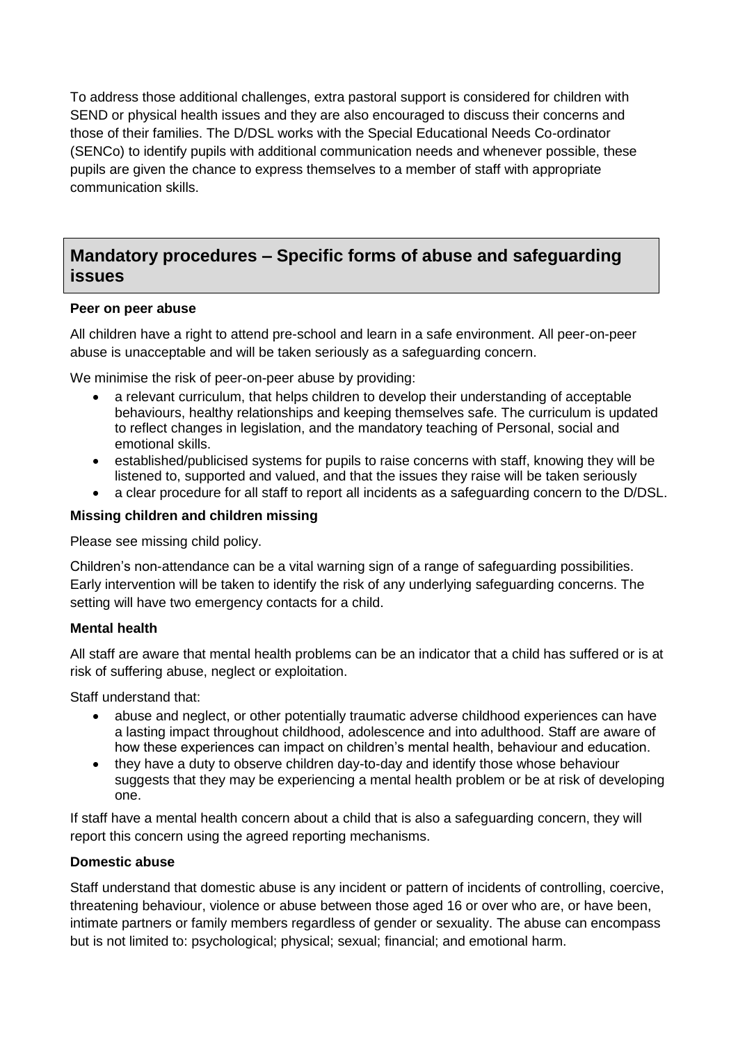To address those additional challenges, extra pastoral support is considered for children with SEND or physical health issues and they are also encouraged to discuss their concerns and those of their families. The D/DSL works with the Special Educational Needs Co-ordinator (SENCo) to identify pupils with additional communication needs and whenever possible, these pupils are given the chance to express themselves to a member of staff with appropriate communication skills.

## Mandatory procedures – Specific forms of abuse and safeguarding issues

**Peer on peer abuse**

All children have a right to attend pre-school and learn in a safe environment. All peer-on-peer abuse is unacceptable and will be taken seriously as a safeguarding concern.

We minimise the risk of peer-on-peer abuse by providing:

- a relevant curriculum, that helps children to develop their understanding of acceptable behaviours, healthy relationships and keeping themselves safe. The curriculum is updated to reflect changes in legislation, and the mandatory teaching of Personal, social and emotional skills.
- established/publicised systems for pupils to raise concerns with staff, knowing they will be listened to, supported and valued, and that the issues they raise will be taken seriously
- a clear procedure for all staff to report all incidents as a safeguarding concern to the D/DSL.

**Missing children and children missing**

Please see missing child policy.

Children's non-attendance can be a vital warning sign of a range of safeguarding possibilities. Early intervention will be taken to identify the risk of any underlying safeguarding concerns. The setting will have two emergency contacts for a child.

**Mental health**

All staff are aware that mental health problems can be an indicator that a child has suffered or is at risk of suffering abuse, neglect or exploitation.

Staff understand that:

- abuse and neglect, or other potentially traumatic adverse childhood experiences can have a lasting impact throughout childhood, adolescence and into adulthood. Staff are aware of how these experiences can impact on children's mental health, behaviour and education.
- they have a duty to observe children day-to-day and identify those whose behaviour suggests that they may be experiencing a mental health problem or be at risk of developing one.

If staff have a mental health concern about a child that is also a safeguarding concern, they will report this concern using the agreed reporting mechanisms.

**Domestic abuse**

Staff understand that domestic abuse is any incident or pattern of incidents of controlling, coercive, threatening behaviour, violence or abuse between those aged 16 or over who are, or have been, intimate partners or family members regardless of gender or sexuality. The abuse can encompass but is not limited to: psychological; physical; sexual; financial; and emotional harm.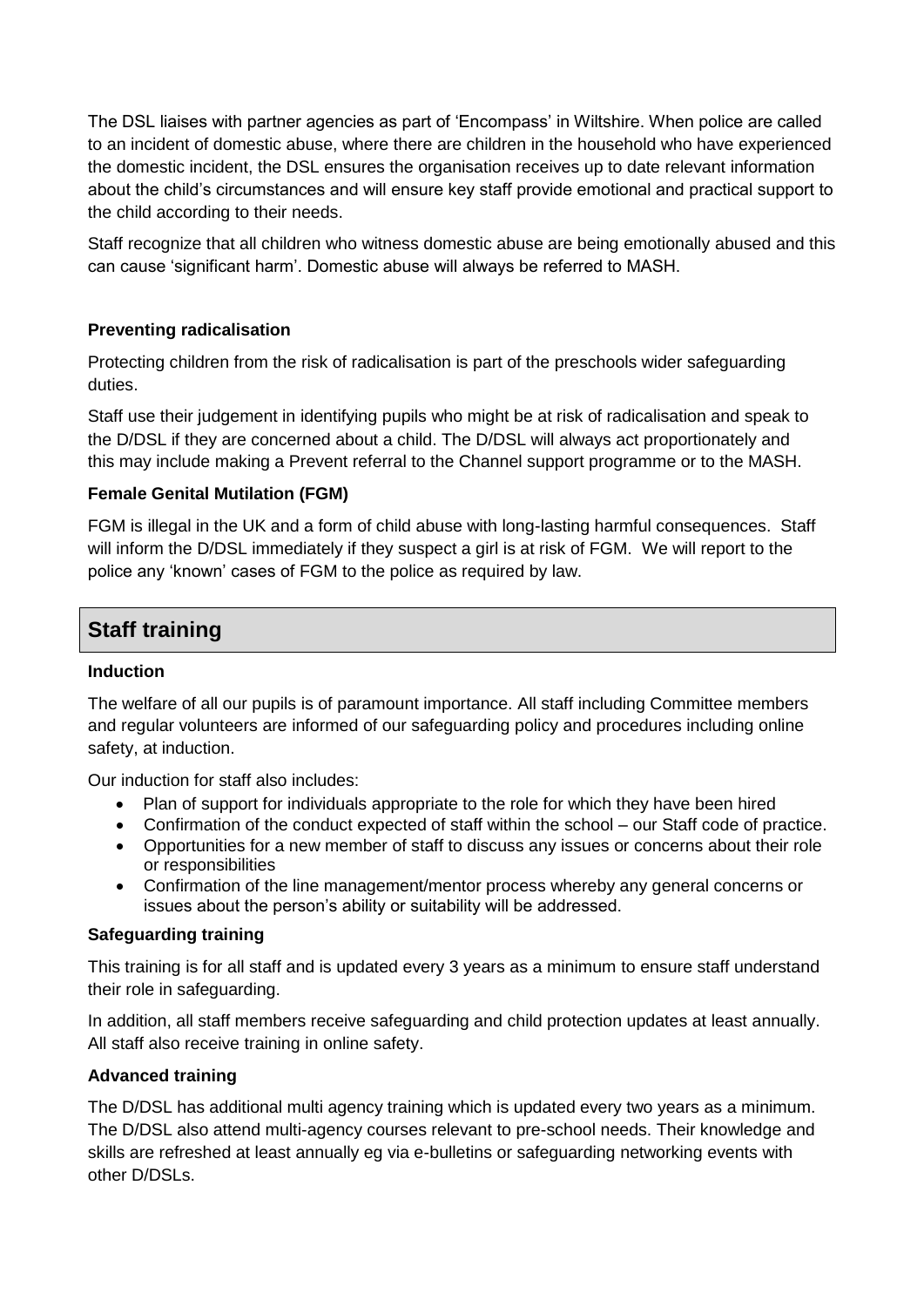The DSL liaises with partner agencies as part of 'Encompass' in Wiltshire. When police are called to an incident of domestic abuse, where there are children in the household who have experienced the domestic incident, the DSL ensures the organisation receives up to date relevant information about the child's circumstances and will ensure key staff provide emotional and practical support to the child according to their needs.

Staff recognize that all children who witness domestic abuse are being emotionally abused and this can cause 'significant harm'. Domestic abuse will always be referred to MASH.

**Preventing radicalisation**

Protecting children from the risk of radicalisation is part of the preschools wider safeguarding duties.

Staff use their judgement in identifying pupils who might be at risk of radicalisation and speak to the D/DSL if they are concerned about a child. The D/DSL will always act proportionately and this may include making a Prevent referral to the Channel support programme or to the MASH.

**Female Genital Mutilation (FGM)**

FGM is illegal in the UK and a form of child abuse with long-lasting harmful consequences. Staff will inform the D/DSL immediately if they suspect a girl is at risk of FGM. We will report to the police any 'known' cases of FGM to the police as required by law.

## Staff training

**Induction**

The welfare of all our pupils is of paramount importance. All staff including Committee members and regular volunteers are informed of our safeguarding policy and procedures including online safety, at induction.

Our induction for staff also includes:

- Plan of support for individuals appropriate to the role for which they have been hired
- Confirmation of the conduct expected of staff within the school – our Staff code of practice.
- Opportunities for a new member of staff to discuss any issues or concerns about their role or responsibilities
- Confirmation of the line management/mentor process whereby any general concerns or issues about the person's ability or suitability will be addressed.

**Safeguarding training**

This training is for all staff and is updated every 3 years as a minimum to ensure staff understand their role in safeguarding.

In addition, all staff members receive safeguarding and child protection updates at least annually. All staff also receive training in online safety.

**Advanced training**

The D/DSL has additional multi agency training which is updated every two years as a minimum. The D/DSL also attend multi-agency courses relevant to pre-school needs. Their knowledge and skills are refreshed at least annually eg via e-bulletins or safeguarding networking events with other D/DSLs.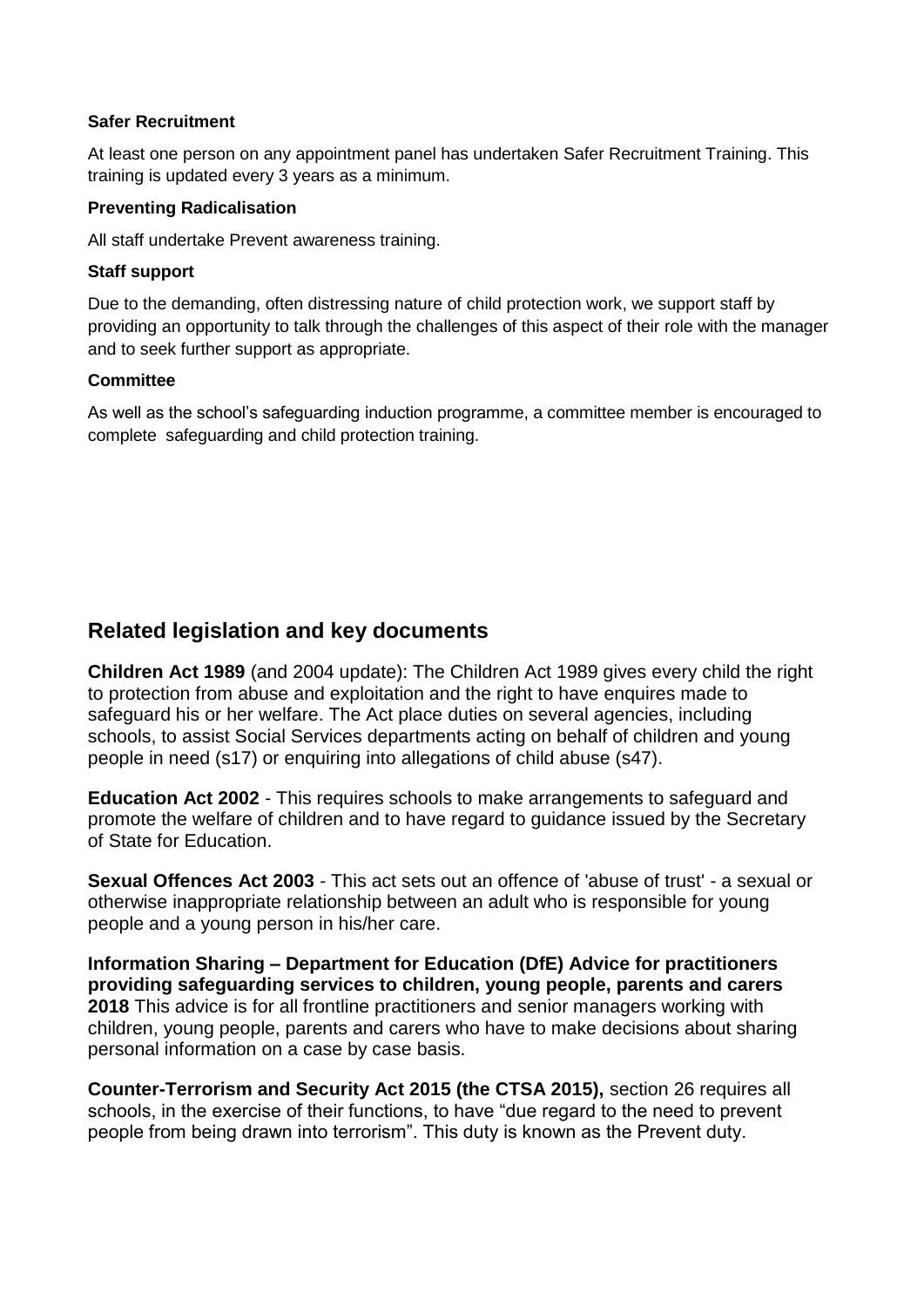**Safer Recruitment**

At least one person on any appointment panel has undertaken Safer Recruitment Training. This training is updated every 3 years as a minimum.

**Preventing Radicalisation**

All staff undertake Prevent awareness training.

**Staff support**

Due to the demanding, often distressing nature of child protection work, we support staff by providing an opportunity to talk through the challenges of this aspect of their role with the manager and to seek further support as appropriate.

**Committee**

As well as the school's safeguarding induction programme, a committee member is encouraged to complete safeguarding and child protection training.

## Related legislation and key documents

**Children Act 1989** (and 2004 update): The Children Act 1989 gives every child the right to protection from abuse and exploitation and the right to have enquires made to safeguard his or her welfare. The Act place duties on several agencies, including schools, to assist Social Services departments acting on behalf of children and young people in need (s17) or enquiring into allegations of child abuse (s47).

**Education Act 2002** - This requires schools to make arrangements to safeguard and promote the welfare of children and to have regard to guidance issued by the Secretary of State for Education.

**Sexual Offences Act 2003** - This act sets out an offence of 'abuse of trust' - a sexual or otherwise inappropriate relationship between an adult who is responsible for young people and a young person in his/her care.

**Information Sharing – Department for Education (DfE) Advice for practitioners providing safeguarding services to children, young people, parents and carers 2018** This advice is for all frontline practitioners and senior managers working with children, young people, parents and carers who have to make decisions about sharing personal information on a case by case basis.

**Counter-Terrorism and Security Act 2015 (the CTSA 2015),** section 26 requires all schools, in the exercise of their functions, to have "due regard to the need to prevent people from being drawn into terrorism". This duty is known as the Prevent duty.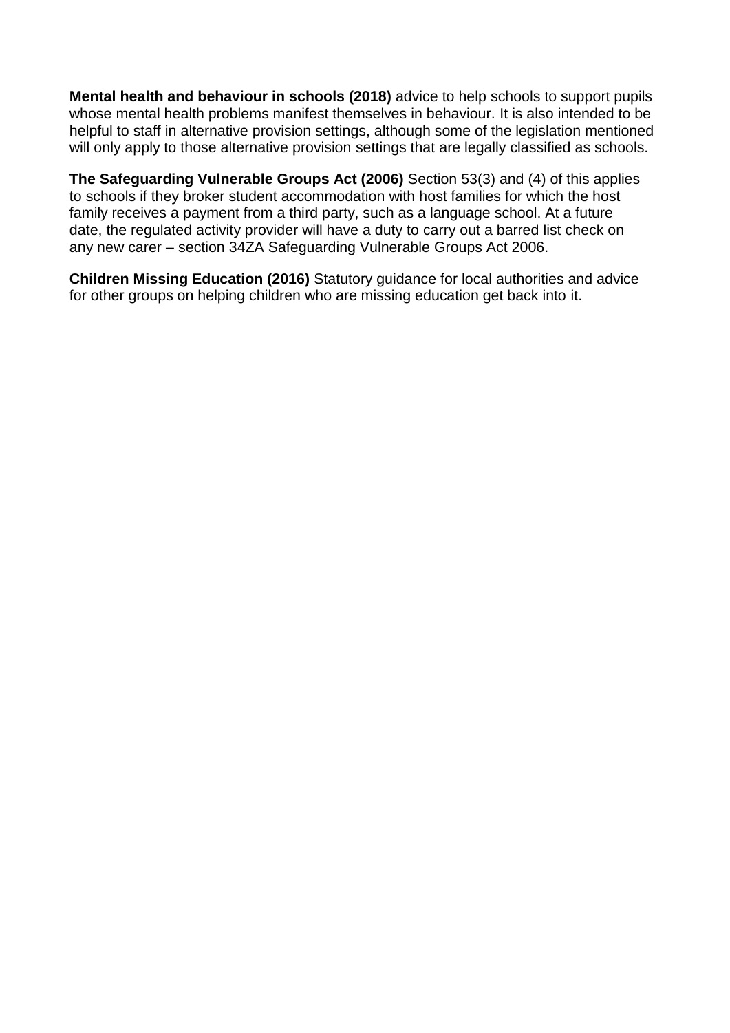**Mental health and behaviour in schools (2018)** advice to help schools to support pupils whose mental health problems manifest themselves in behaviour. It is also intended to be helpful to staff in alternative provision settings, although some of the legislation mentioned will only apply to those alternative provision settings that are legally classified as schools.

**The Safeguarding Vulnerable Groups Act (2006)** Section 53(3) and (4) of this applies to schools if they broker student accommodation with host families for which the host family receives a payment from a third party, such as a language school. At a future date, the regulated activity provider will have a duty to carry out a barred list check on any new carer – section 34ZA Safeguarding Vulnerable Groups Act 2006.

**Children Missing Education (2016)** Statutory guidance for local authorities and advice for other groups on helping children who are missing education get back into it.